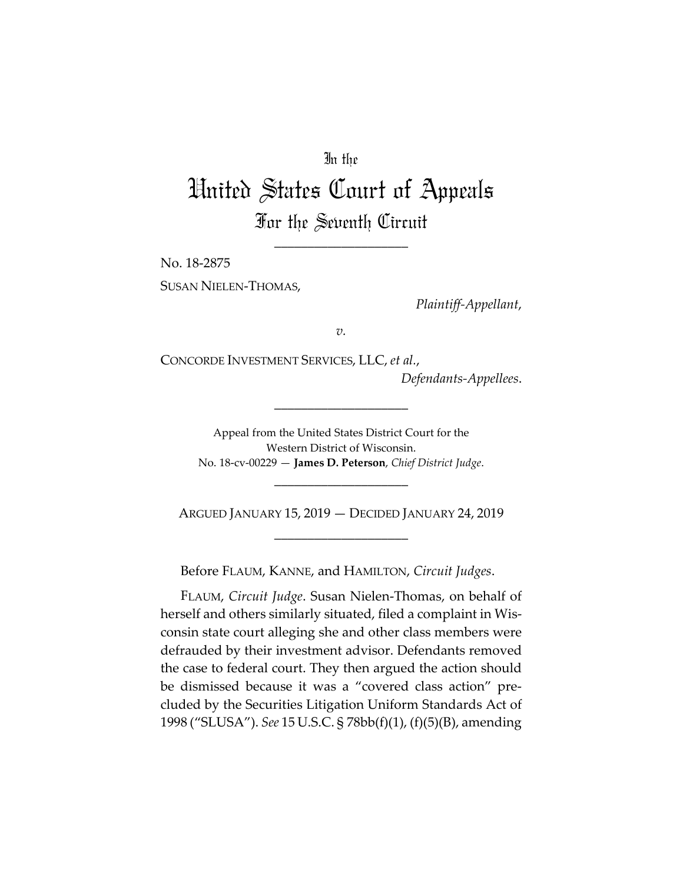In the

# United States Court of Appeals

## For the Seventh Circuit

____________________

No. 18-2875

SUSAN NIELEN-THOMAS,

*Plaintiff-Appellant*,

*v.*

CONCORDE INVESTMENT SERVICES, LLC, *et al.*,

*Defendants-Appellees*.

____________________

Appeal from the United States District Court for the Western District of Wisconsin.
No. 18-cv-00229 — **James D. Peterson**, *Chief District Judge*.

____________________

ARGUED JANUARY 15, 2019 — DECIDED JANUARY 24, 2019

____________________

Before FLAUM, KANNE, and HAMILTON, *Circuit Judges*.

FLAUM, *Circuit Judge*. Susan Nielen-Thomas, on behalf of herself and others similarly situated, filed a complaint in Wisconsin state court alleging she and other class members were defrauded by their investment advisor. Defendants removed the case to federal court. They then argued the action should be dismissed because it was a "covered class action" precluded by the Securities Litigation Uniform Standards Act of 1998 ("SLUSA"). *See* 15 U.S.C. § 78bb(f)(1), (f)(5)(B), amending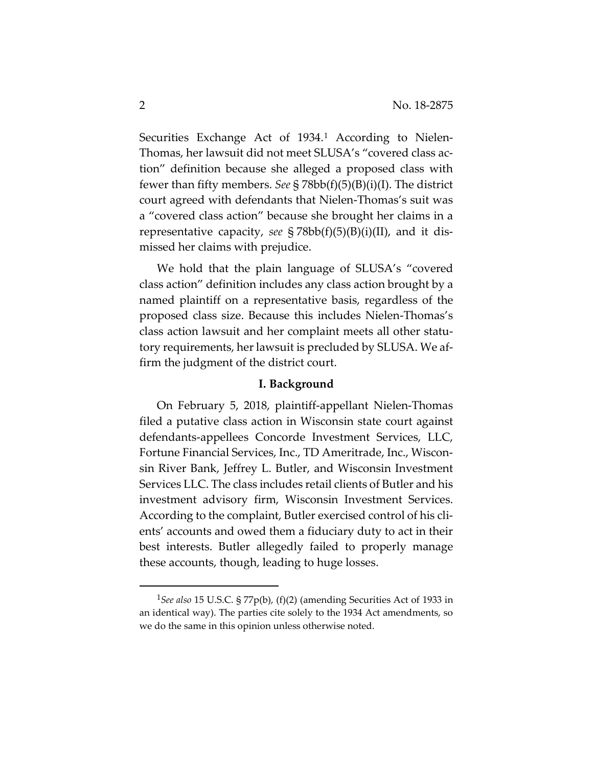Securities Exchange Act of 1934.[1] According to Nielen-Thomas, her lawsuit did not meet SLUSA's "covered class action" definition because she alleged a proposed class with fewer than fifty members. *See* § 78bb(f)(5)(B)(i)(I). The district court agreed with defendants that Nielen-Thomas's suit was a "covered class action" because she brought her claims in a representative capacity, *see* § 78bb(f)(5)(B)(i)(II), and it dismissed her claims with prejudice.

We hold that the plain language of SLUSA's "covered class action" definition includes any class action brought by a named plaintiff on a representative basis, regardless of the proposed class size. Because this includes Nielen-Thomas's class action lawsuit and her complaint meets all other statutory requirements, her lawsuit is precluded by SLUSA. We affirm the judgment of the district court.

## I. Background

On February 5, 2018, plaintiff-appellant Nielen-Thomas filed a putative class action in Wisconsin state court against defendants-appellees Concorde Investment Services, LLC, Fortune Financial Services, Inc., TD Ameritrade, Inc., Wisconsin River Bank, Jeffrey L. Butler, and Wisconsin Investment Services LLC. The class includes retail clients of Butler and his investment advisory firm, Wisconsin Investment Services. According to the complaint, Butler exercised control of his clients' accounts and owed them a fiduciary duty to act in their best interests. Butler allegedly failed to properly manage these accounts, though, leading to huge losses.

[1] *See also* 15 U.S.C. § 77p(b), (f)(2) (amending Securities Act of 1933 in an identical way). The parties cite solely to the 1934 Act amendments, so we do the same in this opinion unless otherwise noted.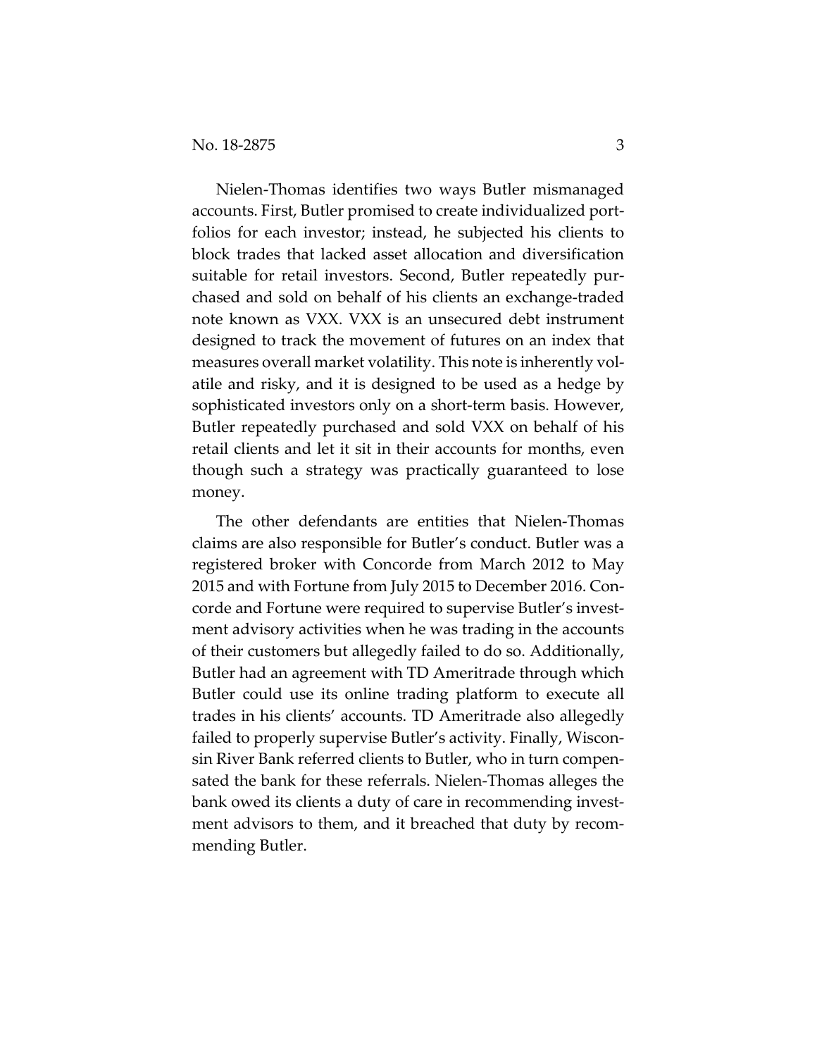Nielen-Thomas identifies two ways Butler mismanaged accounts. First, Butler promised to create individualized portfolios for each investor; instead, he subjected his clients to block trades that lacked asset allocation and diversification suitable for retail investors. Second, Butler repeatedly purchased and sold on behalf of his clients an exchange-traded note known as VXX. VXX is an unsecured debt instrument designed to track the movement of futures on an index that measures overall market volatility. This note is inherently volatile and risky, and it is designed to be used as a hedge by sophisticated investors only on a short-term basis. However, Butler repeatedly purchased and sold VXX on behalf of his retail clients and let it sit in their accounts for months, even though such a strategy was practically guaranteed to lose money.

The other defendants are entities that Nielen-Thomas claims are also responsible for Butler's conduct. Butler was a registered broker with Concorde from March 2012 to May 2015 and with Fortune from July 2015 to December 2016. Concorde and Fortune were required to supervise Butler's investment advisory activities when he was trading in the accounts of their customers but allegedly failed to do so. Additionally, Butler had an agreement with TD Ameritrade through which Butler could use its online trading platform to execute all trades in his clients' accounts. TD Ameritrade also allegedly failed to properly supervise Butler's activity. Finally, Wisconsin River Bank referred clients to Butler, who in turn compensated the bank for these referrals. Nielen-Thomas alleges the bank owed its clients a duty of care in recommending investment advisors to them, and it breached that duty by recommending Butler.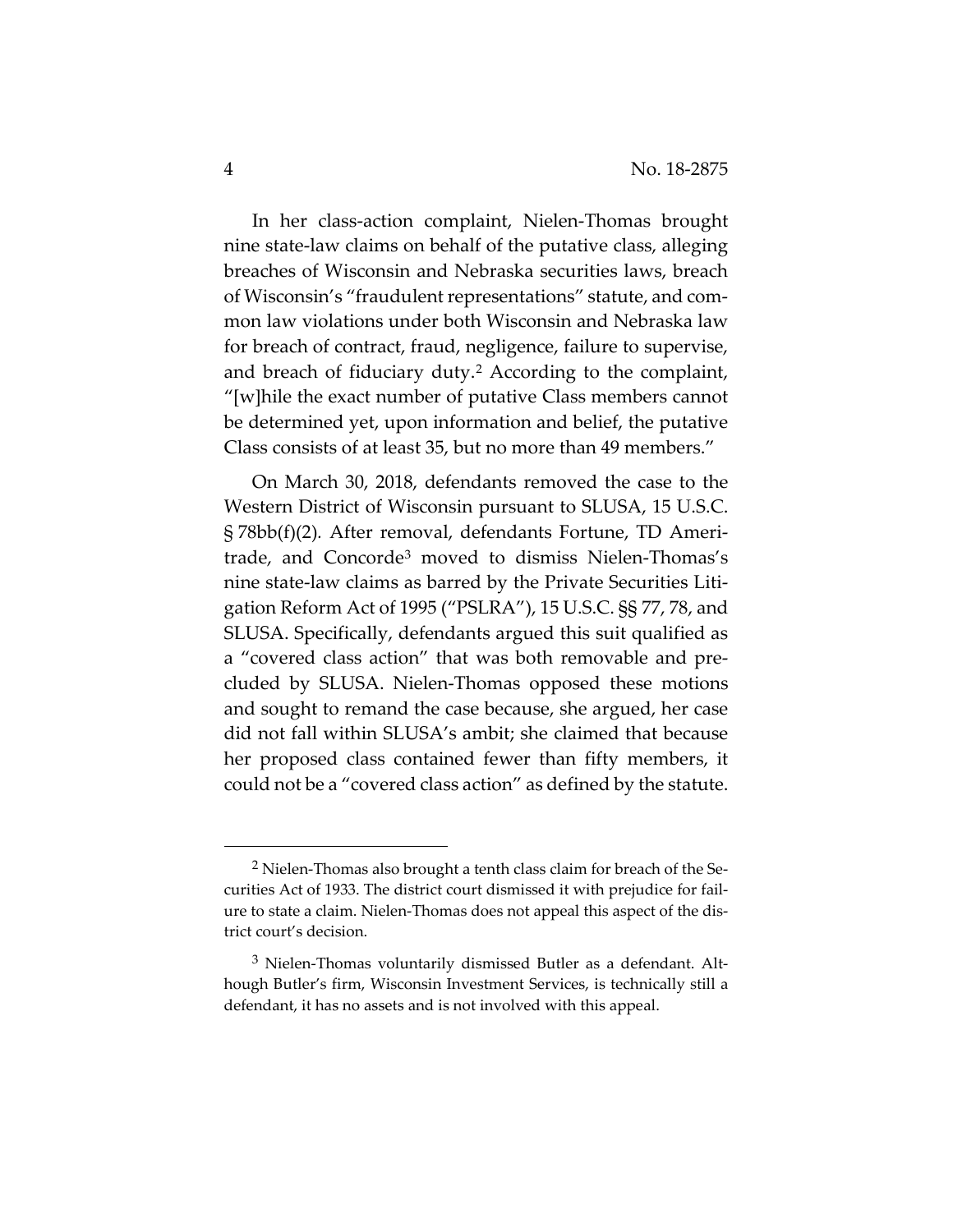In her class-action complaint, Nielen-Thomas brought nine state-law claims on behalf of the putative class, alleging breaches of Wisconsin and Nebraska securities laws, breach of Wisconsin's "fraudulent representations" statute, and common law violations under both Wisconsin and Nebraska law for breach of contract, fraud, negligence, failure to supervise, and breach of fiduciary duty.[2] According to the complaint, "[w]hile the exact number of putative Class members cannot be determined yet, upon information and belief, the putative Class consists of at least 35, but no more than 49 members."

On March 30, 2018, defendants removed the case to the Western District of Wisconsin pursuant to SLUSA, 15 U.S.C. § 78bb(f)(2). After removal, defendants Fortune, TD Ameritrade, and Concorde[3] moved to dismiss Nielen-Thomas's nine state-law claims as barred by the Private Securities Litigation Reform Act of 1995 ("PSLRA"), 15 U.S.C. §§ 77, 78, and SLUSA. Specifically, defendants argued this suit qualified as a "covered class action" that was both removable and precluded by SLUSA. Nielen-Thomas opposed these motions and sought to remand the case because, she argued, her case did not fall within SLUSA's ambit; she claimed that because her proposed class contained fewer than fifty members, it could not be a "covered class action" as defined by the statute.

---

[2] Nielen-Thomas also brought a tenth class claim for breach of the Securities Act of 1933. The district court dismissed it with prejudice for failure to state a claim. Nielen-Thomas does not appeal this aspect of the district court's decision.

[3] Nielen-Thomas voluntarily dismissed Butler as a defendant. Although Butler's firm, Wisconsin Investment Services, is technically still a defendant, it has no assets and is not involved with this appeal.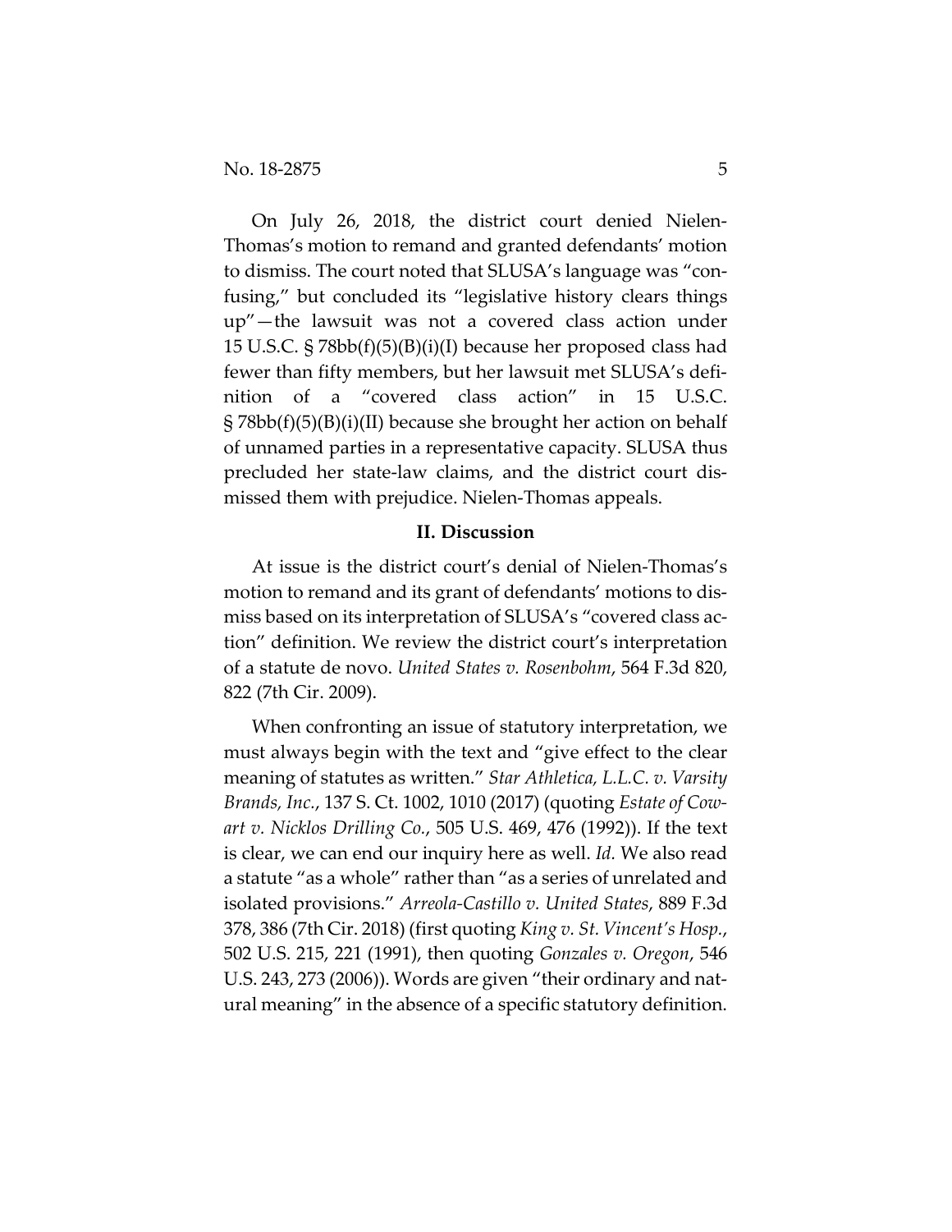On July 26, 2018, the district court denied Nielen-Thomas's motion to remand and granted defendants' motion to dismiss. The court noted that SLUSA's language was "confusing," but concluded its "legislative history clears things up"—the lawsuit was not a covered class action under 15 U.S.C. § 78bb(f)(5)(B)(i)(I) because her proposed class had fewer than fifty members, but her lawsuit met SLUSA's definition of a "covered class action" in 15 U.S.C. § 78bb(f)(5)(B)(i)(II) because she brought her action on behalf of unnamed parties in a representative capacity. SLUSA thus precluded her state-law claims, and the district court dismissed them with prejudice. Nielen-Thomas appeals.

## II. Discussion

At issue is the district court's denial of Nielen-Thomas's motion to remand and its grant of defendants' motions to dismiss based on its interpretation of SLUSA's "covered class action" definition. We review the district court's interpretation of a statute de novo. *United States v. Rosenbohm*, 564 F.3d 820, 822 (7th Cir. 2009).

When confronting an issue of statutory interpretation, we must always begin with the text and "give effect to the clear meaning of statutes as written." *Star Athletica, L.L.C. v. Varsity Brands, Inc.*, 137 S. Ct. 1002, 1010 (2017) (quoting *Estate of Cowart v. Nicklos Drilling Co.*, 505 U.S. 469, 476 (1992)). If the text is clear, we can end our inquiry here as well. *Id.* We also read a statute "as a whole" rather than "as a series of unrelated and isolated provisions." *Arreola-Castillo v. United States*, 889 F.3d 378, 386 (7th Cir. 2018) (first quoting *King v. St. Vincent's Hosp.*, 502 U.S. 215, 221 (1991), then quoting *Gonzales v. Oregon*, 546 U.S. 243, 273 (2006)). Words are given "their ordinary and natural meaning" in the absence of a specific statutory definition.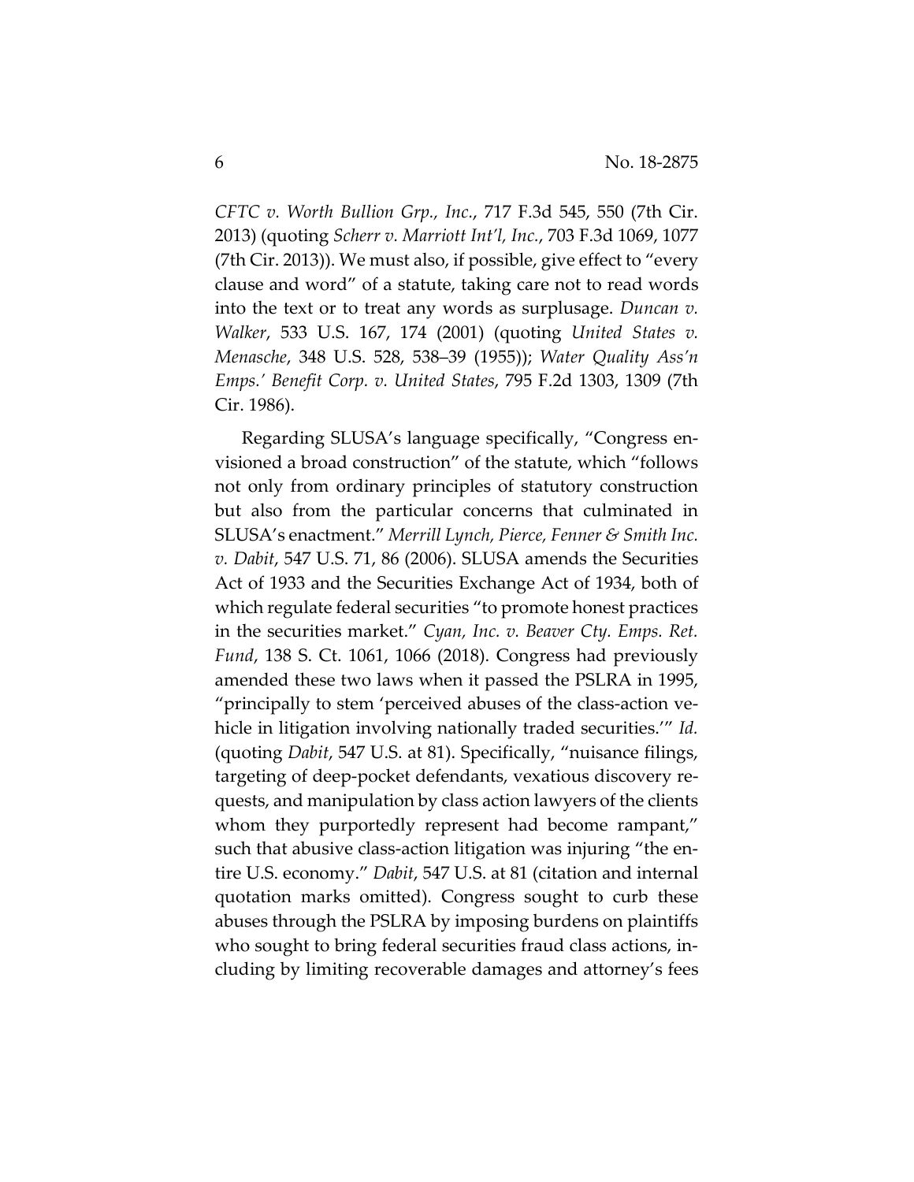*CFTC v. Worth Bullion Grp., Inc.*, 717 F.3d 545, 550 (7th Cir. 2013) (quoting *Scherr v. Marriott Int'l, Inc.*, 703 F.3d 1069, 1077 (7th Cir. 2013)). We must also, if possible, give effect to "every clause and word" of a statute, taking care not to read words into the text or to treat any words as surplusage. *Duncan v. Walker*, 533 U.S. 167, 174 (2001) (quoting *United States v. Menasche*, 348 U.S. 528, 538–39 (1955)); *Water Quality Ass'n Emps.' Benefit Corp. v. United States*, 795 F.2d 1303, 1309 (7th Cir. 1986).

Regarding SLUSA's language specifically, "Congress envisioned a broad construction" of the statute, which "follows not only from ordinary principles of statutory construction but also from the particular concerns that culminated in SLUSA's enactment." *Merrill Lynch, Pierce, Fenner & Smith Inc. v. Dabit*, 547 U.S. 71, 86 (2006). SLUSA amends the Securities Act of 1933 and the Securities Exchange Act of 1934, both of which regulate federal securities "to promote honest practices in the securities market." *Cyan, Inc. v. Beaver Cty. Emps. Ret. Fund*, 138 S. Ct. 1061, 1066 (2018). Congress had previously amended these two laws when it passed the PSLRA in 1995, "principally to stem 'perceived abuses of the class-action vehicle in litigation involving nationally traded securities.'" *Id.* (quoting *Dabit*, 547 U.S. at 81). Specifically, "nuisance filings, targeting of deep-pocket defendants, vexatious discovery requests, and manipulation by class action lawyers of the clients whom they purportedly represent had become rampant," such that abusive class-action litigation was injuring "the entire U.S. economy." *Dabit*, 547 U.S. at 81 (citation and internal quotation marks omitted). Congress sought to curb these abuses through the PSLRA by imposing burdens on plaintiffs who sought to bring federal securities fraud class actions, including by limiting recoverable damages and attorney's fees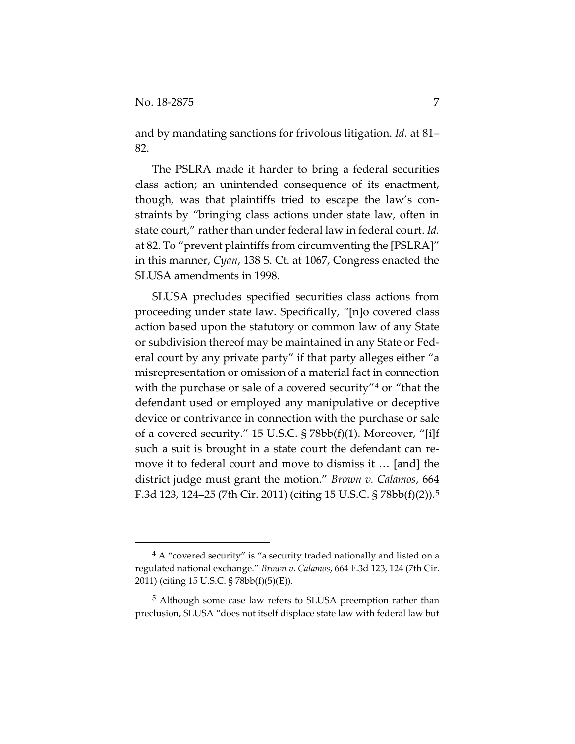and by mandating sanctions for frivolous litigation. *Id.* at 81–82.

The PSLRA made it harder to bring a federal securities class action; an unintended consequence of its enactment, though, was that plaintiffs tried to escape the law's constraints by "bringing class actions under state law, often in state court," rather than under federal law in federal court. *Id.* at 82. To "prevent plaintiffs from circumventing the [PSLRA]" in this manner, *Cyan*, 138 S. Ct. at 1067, Congress enacted the SLUSA amendments in 1998.

SLUSA precludes specified securities class actions from proceeding under state law. Specifically, "[n]o covered class action based upon the statutory or common law of any State or subdivision thereof may be maintained in any State or Federal court by any private party" if that party alleges either "a misrepresentation or omission of a material fact in connection with the purchase or sale of a covered security"[4] or "that the defendant used or employed any manipulative or deceptive device or contrivance in connection with the purchase or sale of a covered security." 15 U.S.C. § 78bb(f)(1). Moreover, "[i]f such a suit is brought in a state court the defendant can remove it to federal court and move to dismiss it … [and] the district judge must grant the motion." *Brown v. Calamos*, 664 F.3d 123, 124–25 (7th Cir. 2011) (citing 15 U.S.C. § 78bb(f)(2)).[5]

---

[4] A "covered security" is "a security traded nationally and listed on a regulated national exchange." *Brown v. Calamos*, 664 F.3d 123, 124 (7th Cir. 2011) (citing 15 U.S.C. § 78bb(f)(5)(E)).

[5] Although some case law refers to SLUSA preemption rather than preclusion, SLUSA "does not itself displace state law with federal law but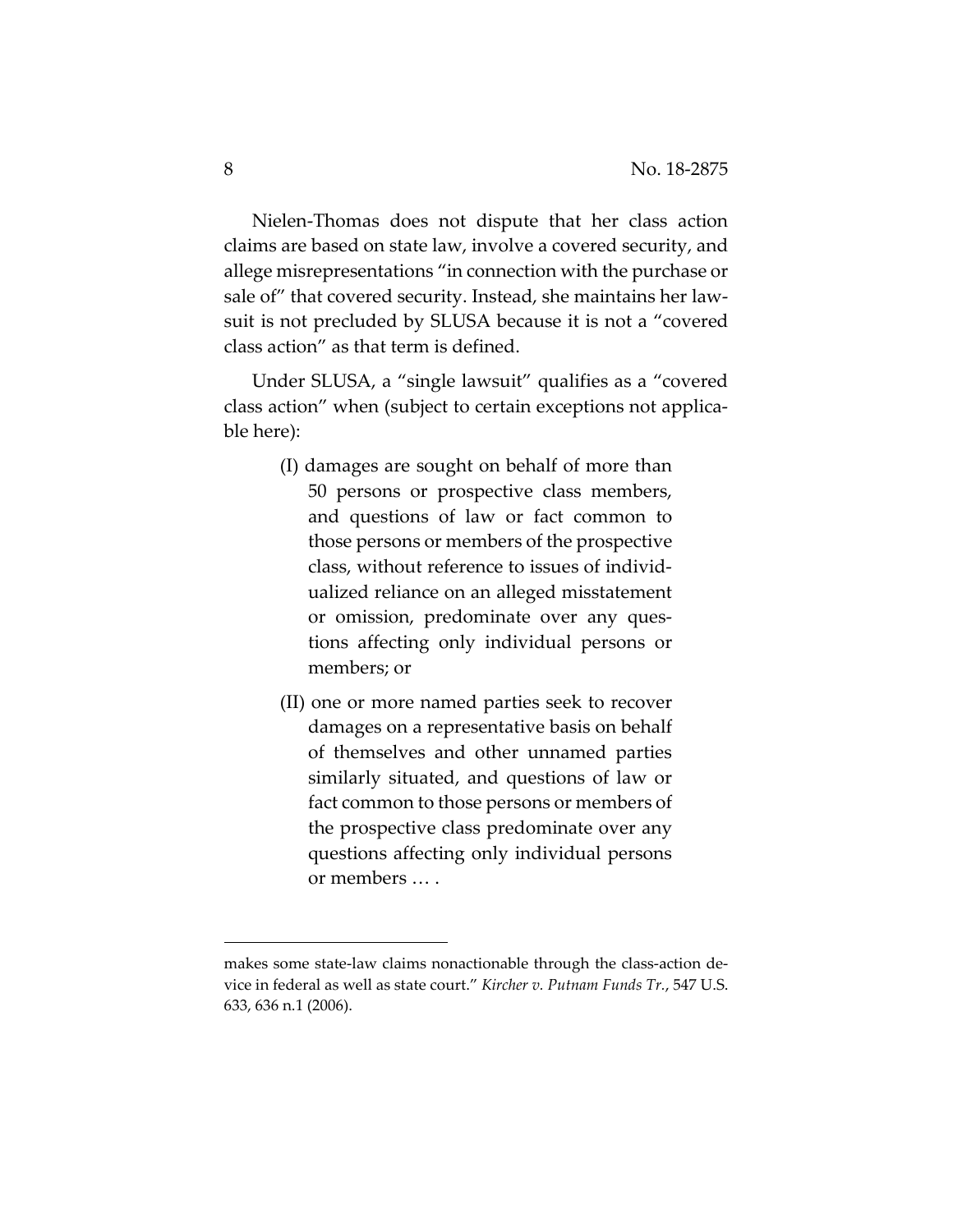Nielen-Thomas does not dispute that her class action claims are based on state law, involve a covered security, and allege misrepresentations "in connection with the purchase or sale of" that covered security. Instead, she maintains her lawsuit is not precluded by SLUSA because it is not a "covered class action" as that term is defined.

Under SLUSA, a "single lawsuit" qualifies as a "covered class action" when (subject to certain exceptions not applicable here):

> (I) damages are sought on behalf of more than 50 persons or prospective class members, and questions of law or fact common to those persons or members of the prospective class, without reference to issues of individualized reliance on an alleged misstatement or omission, predominate over any questions affecting only individual persons or members; or
>
> (II) one or more named parties seek to recover damages on a representative basis on behalf of themselves and other unnamed parties similarly situated, and questions of law or fact common to those persons or members of the prospective class predominate over any questions affecting only individual persons or members … .

---

makes some state-law claims nonactionable through the class-action device in federal as well as state court." *Kircher v. Putnam Funds Tr.*, 547 U.S. 633, 636 n.1 (2006).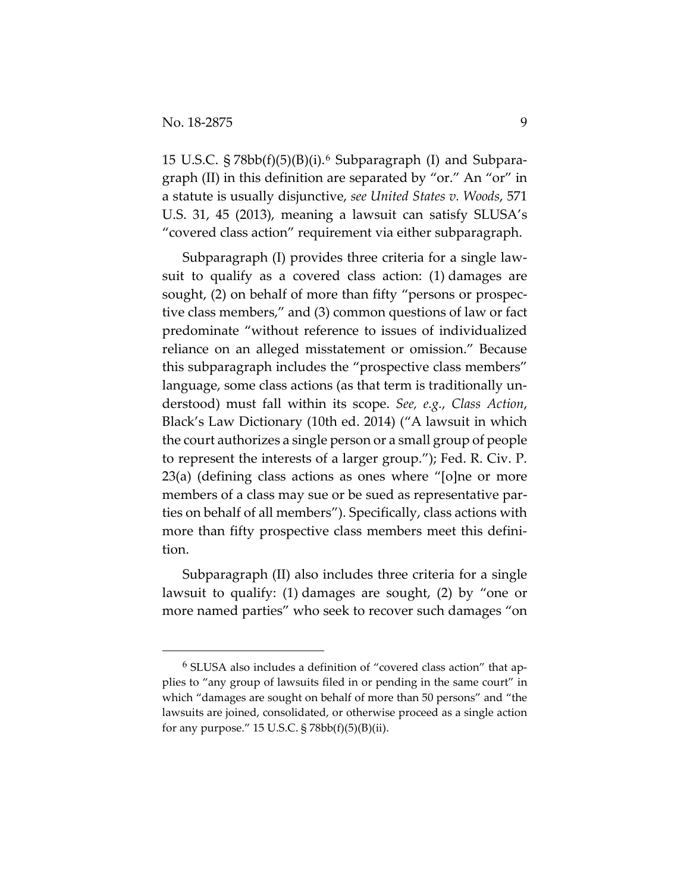15 U.S.C. § 78bb(f)(5)(B)(i).[6] Subparagraph (I) and Subparagraph (II) in this definition are separated by "or." An "or" in a statute is usually disjunctive, *see United States v. Woods*, 571 U.S. 31, 45 (2013), meaning a lawsuit can satisfy SLUSA's "covered class action" requirement via either subparagraph.

Subparagraph (I) provides three criteria for a single lawsuit to qualify as a covered class action: (1) damages are sought, (2) on behalf of more than fifty "persons or prospective class members," and (3) common questions of law or fact predominate "without reference to issues of individualized reliance on an alleged misstatement or omission." Because this subparagraph includes the "prospective class members" language, some class actions (as that term is traditionally understood) must fall within its scope. *See, e.g.*, *Class Action*, Black's Law Dictionary (10th ed. 2014) ("A lawsuit in which the court authorizes a single person or a small group of people to represent the interests of a larger group."); Fed. R. Civ. P. 23(a) (defining class actions as ones where "[o]ne or more members of a class may sue or be sued as representative parties on behalf of all members"). Specifically, class actions with more than fifty prospective class members meet this definition.

Subparagraph (II) also includes three criteria for a single lawsuit to qualify: (1) damages are sought, (2) by "one or more named parties" who seek to recover such damages "on

---

[6] SLUSA also includes a definition of "covered class action" that applies to "any group of lawsuits filed in or pending in the same court" in which "damages are sought on behalf of more than 50 persons" and "the lawsuits are joined, consolidated, or otherwise proceed as a single action for any purpose." 15 U.S.C. § 78bb(f)(5)(B)(ii).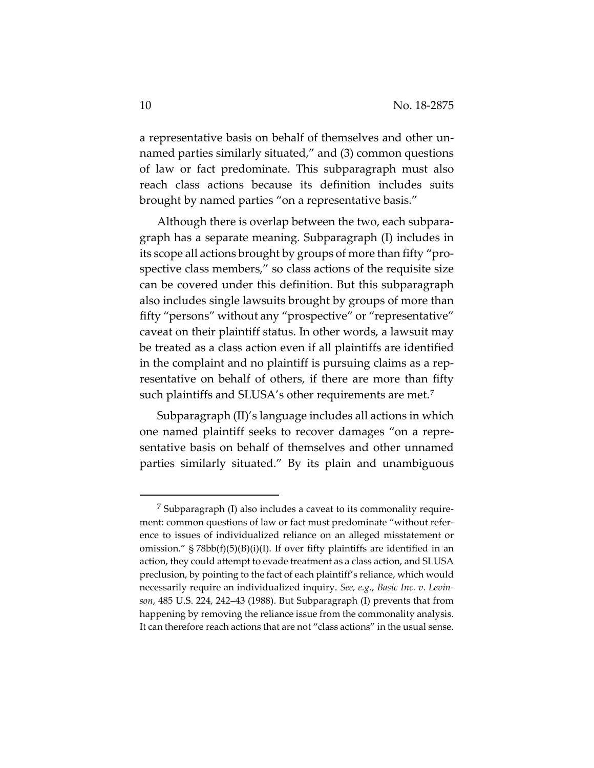a representative basis on behalf of themselves and other unnamed parties similarly situated," and (3) common questions of law or fact predominate. This subparagraph must also reach class actions because its definition includes suits brought by named parties "on a representative basis."

Although there is overlap between the two, each subparagraph has a separate meaning. Subparagraph (I) includes in its scope all actions brought by groups of more than fifty "prospective class members," so class actions of the requisite size can be covered under this definition. But this subparagraph also includes single lawsuits brought by groups of more than fifty "persons" without any "prospective" or "representative" caveat on their plaintiff status. In other words, a lawsuit may be treated as a class action even if all plaintiffs are identified in the complaint and no plaintiff is pursuing claims as a representative on behalf of others, if there are more than fifty such plaintiffs and SLUSA's other requirements are met.[7]

Subparagraph (II)'s language includes all actions in which one named plaintiff seeks to recover damages "on a representative basis on behalf of themselves and other unnamed parties similarly situated." By its plain and unambiguous

[7] Subparagraph (I) also includes a caveat to its commonality requirement: common questions of law or fact must predominate "without reference to issues of individualized reliance on an alleged misstatement or omission." § 78bb(f)(5)(B)(i)(I). If over fifty plaintiffs are identified in an action, they could attempt to evade treatment as a class action, and SLUSA preclusion, by pointing to the fact of each plaintiff's reliance, which would necessarily require an individualized inquiry. *See, e.g.*, *Basic Inc. v. Levinson*, 485 U.S. 224, 242–43 (1988). But Subparagraph (I) prevents that from happening by removing the reliance issue from the commonality analysis. It can therefore reach actions that are not "class actions" in the usual sense.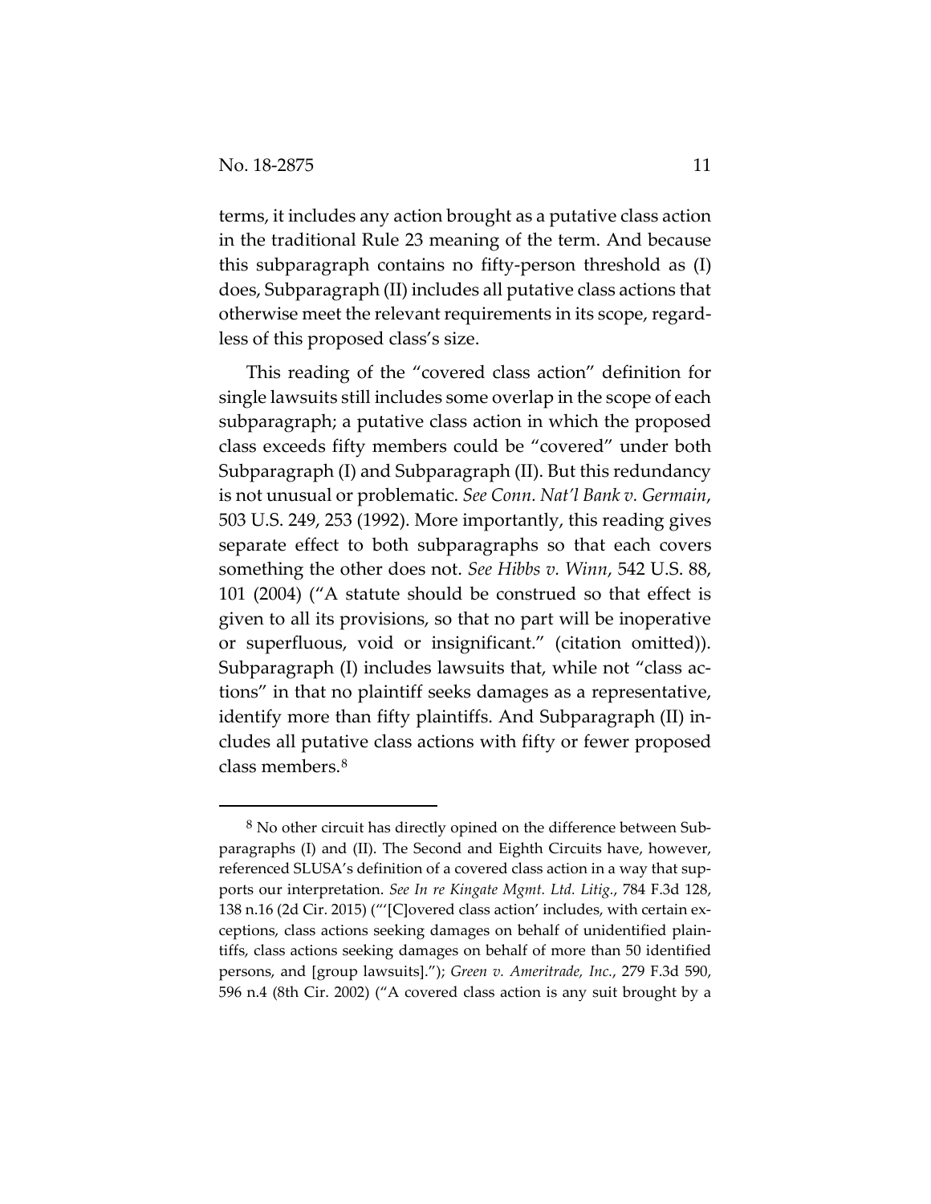terms, it includes any action brought as a putative class action in the traditional Rule 23 meaning of the term. And because this subparagraph contains no fifty-person threshold as (I) does, Subparagraph (II) includes all putative class actions that otherwise meet the relevant requirements in its scope, regardless of this proposed class's size.

This reading of the "covered class action" definition for single lawsuits still includes some overlap in the scope of each subparagraph; a putative class action in which the proposed class exceeds fifty members could be "covered" under both Subparagraph (I) and Subparagraph (II). But this redundancy is not unusual or problematic. *See Conn. Nat'l Bank v. Germain*, 503 U.S. 249, 253 (1992). More importantly, this reading gives separate effect to both subparagraphs so that each covers something the other does not. *See Hibbs v. Winn*, 542 U.S. 88, 101 (2004) ("A statute should be construed so that effect is given to all its provisions, so that no part will be inoperative or superfluous, void or insignificant." (citation omitted)). Subparagraph (I) includes lawsuits that, while not "class actions" in that no plaintiff seeks damages as a representative, identify more than fifty plaintiffs. And Subparagraph (II) includes all putative class actions with fifty or fewer proposed class members.[8]

---

[8] No other circuit has directly opined on the difference between Subparagraphs (I) and (II). The Second and Eighth Circuits have, however, referenced SLUSA's definition of a covered class action in a way that supports our interpretation. *See In re Kingate Mgmt. Ltd. Litig.*, 784 F.3d 128, 138 n.16 (2d Cir. 2015) ("'[C]overed class action' includes, with certain exceptions, class actions seeking damages on behalf of unidentified plaintiffs, class actions seeking damages on behalf of more than 50 identified persons, and [group lawsuits]."); *Green v. Ameritrade, Inc.*, 279 F.3d 590, 596 n.4 (8th Cir. 2002) ("A covered class action is any suit brought by a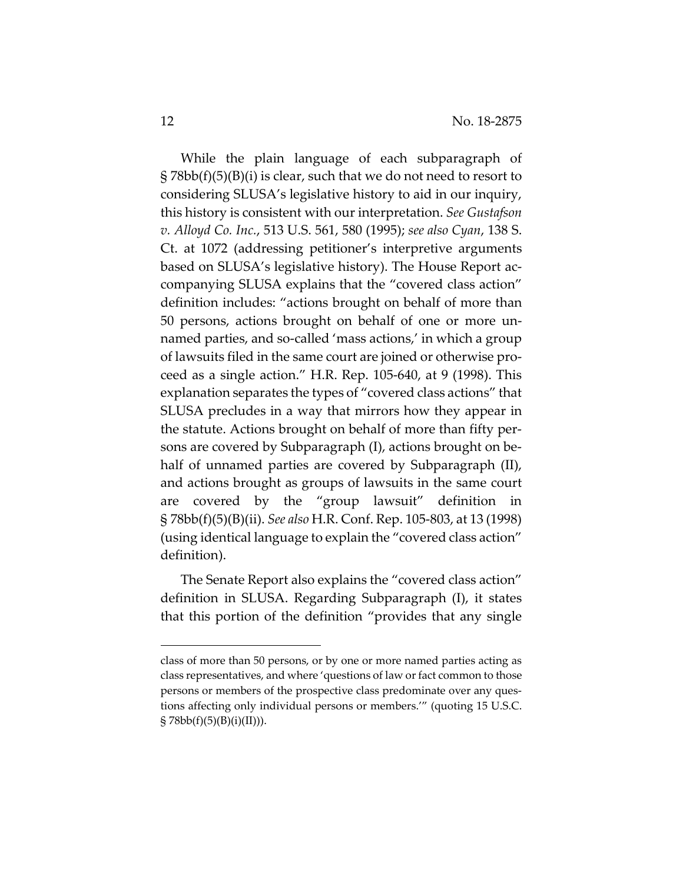While the plain language of each subparagraph of § 78bb(f)(5)(B)(i) is clear, such that we do not need to resort to considering SLUSA's legislative history to aid in our inquiry, this history is consistent with our interpretation. *See Gustafson v. Alloyd Co. Inc.*, 513 U.S. 561, 580 (1995); *see also Cyan*, 138 S. Ct. at 1072 (addressing petitioner's interpretive arguments based on SLUSA's legislative history). The House Report accompanying SLUSA explains that the "covered class action" definition includes: "actions brought on behalf of more than 50 persons, actions brought on behalf of one or more unnamed parties, and so-called 'mass actions,' in which a group of lawsuits filed in the same court are joined or otherwise proceed as a single action." H.R. Rep. 105-640, at 9 (1998). This explanation separates the types of "covered class actions" that SLUSA precludes in a way that mirrors how they appear in the statute. Actions brought on behalf of more than fifty persons are covered by Subparagraph (I), actions brought on behalf of unnamed parties are covered by Subparagraph (II), and actions brought as groups of lawsuits in the same court are covered by the "group lawsuit" definition in § 78bb(f)(5)(B)(ii). *See also* H.R. Conf. Rep. 105-803, at 13 (1998) (using identical language to explain the "covered class action" definition).

The Senate Report also explains the "covered class action" definition in SLUSA. Regarding Subparagraph (I), it states that this portion of the definition "provides that any single

---

class of more than 50 persons, or by one or more named parties acting as class representatives, and where 'questions of law or fact common to those persons or members of the prospective class predominate over any questions affecting only individual persons or members.'" (quoting 15 U.S.C. § 78bb(f)(5)(B)(i)(II))).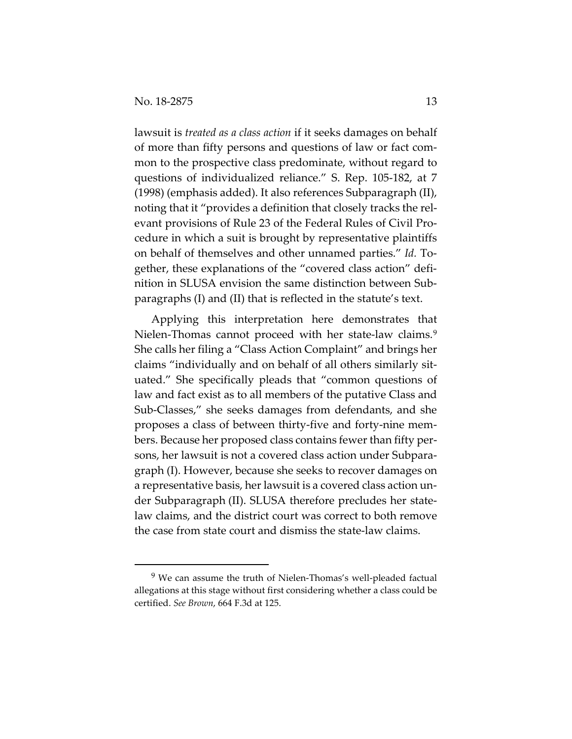lawsuit is *treated as a class action* if it seeks damages on behalf of more than fifty persons and questions of law or fact common to the prospective class predominate, without regard to questions of individualized reliance." S. Rep. 105-182, at 7 (1998) (emphasis added). It also references Subparagraph (II), noting that it "provides a definition that closely tracks the relevant provisions of Rule 23 of the Federal Rules of Civil Procedure in which a suit is brought by representative plaintiffs on behalf of themselves and other unnamed parties." *Id.* Together, these explanations of the "covered class action" definition in SLUSA envision the same distinction between Subparagraphs (I) and (II) that is reflected in the statute's text.

Applying this interpretation here demonstrates that Nielen-Thomas cannot proceed with her state-law claims.[9] She calls her filing a "Class Action Complaint" and brings her claims "individually and on behalf of all others similarly situated." She specifically pleads that "common questions of law and fact exist as to all members of the putative Class and Sub-Classes," she seeks damages from defendants, and she proposes a class of between thirty-five and forty-nine members. Because her proposed class contains fewer than fifty persons, her lawsuit is not a covered class action under Subparagraph (I). However, because she seeks to recover damages on a representative basis, her lawsuit is a covered class action under Subparagraph (II). SLUSA therefore precludes her state-law claims, and the district court was correct to both remove the case from state court and dismiss the state-law claims.

[9] We can assume the truth of Nielen-Thomas's well-pleaded factual allegations at this stage without first considering whether a class could be certified. *See Brown*, 664 F.3d at 125.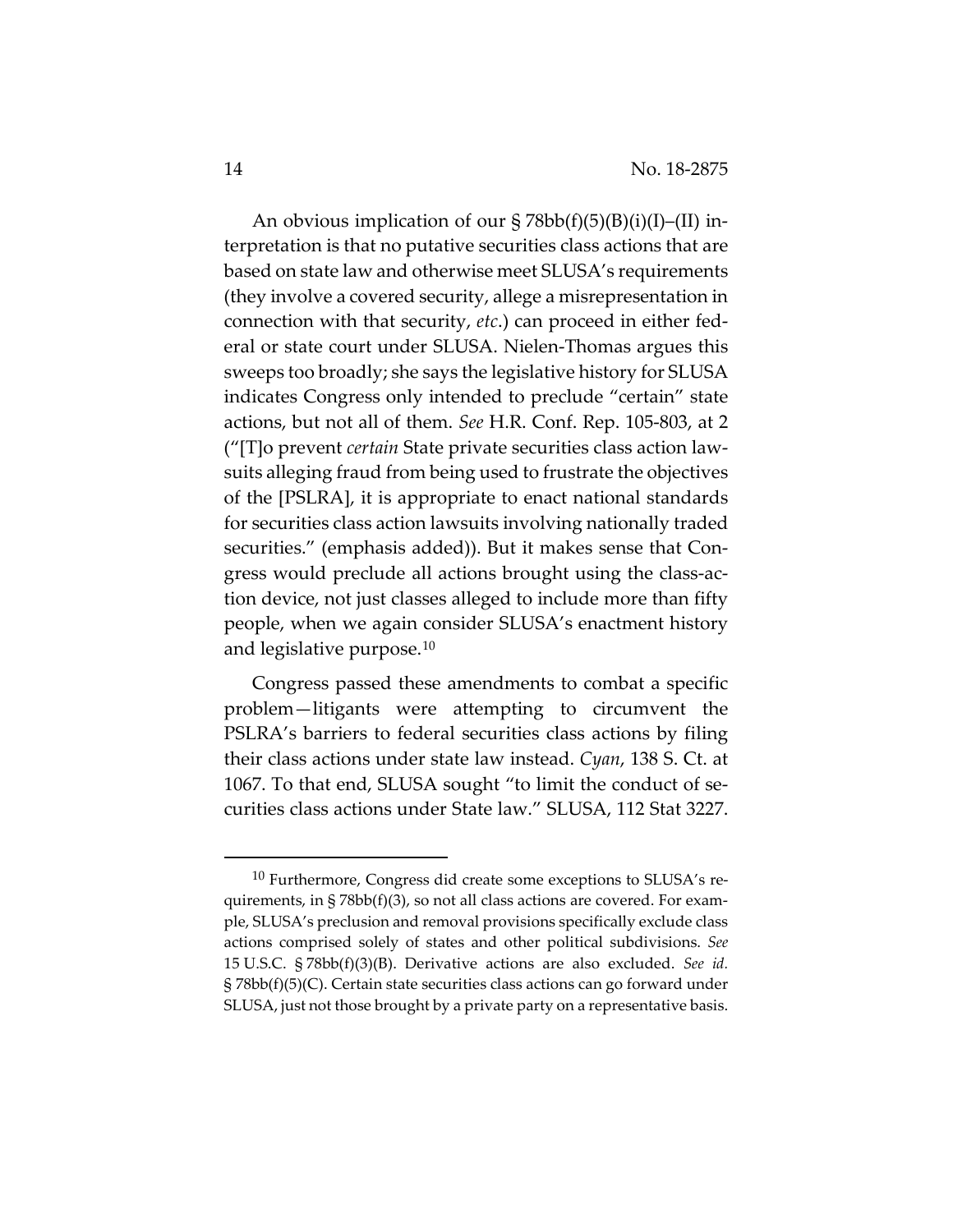An obvious implication of our § 78bb(f)(5)(B)(i)(I)–(II) interpretation is that no putative securities class actions that are based on state law and otherwise meet SLUSA's requirements (they involve a covered security, allege a misrepresentation in connection with that security, *etc.*) can proceed in either federal or state court under SLUSA. Nielen-Thomas argues this sweeps too broadly; she says the legislative history for SLUSA indicates Congress only intended to preclude "certain" state actions, but not all of them. *See* H.R. Conf. Rep. 105-803, at 2 ("[T]o prevent *certain* State private securities class action lawsuits alleging fraud from being used to frustrate the objectives of the [PSLRA], it is appropriate to enact national standards for securities class action lawsuits involving nationally traded securities." (emphasis added)). But it makes sense that Congress would preclude all actions brought using the class-action device, not just classes alleged to include more than fifty people, when we again consider SLUSA's enactment history and legislative purpose.[10]

Congress passed these amendments to combat a specific problem—litigants were attempting to circumvent the PSLRA's barriers to federal securities class actions by filing their class actions under state law instead. *Cyan*, 138 S. Ct. at 1067. To that end, SLUSA sought "to limit the conduct of securities class actions under State law." SLUSA, 112 Stat 3227.

---

[10] Furthermore, Congress did create some exceptions to SLUSA's requirements, in § 78bb(f)(3), so not all class actions are covered. For example, SLUSA's preclusion and removal provisions specifically exclude class actions comprised solely of states and other political subdivisions. *See* 15 U.S.C. § 78bb(f)(3)(B). Derivative actions are also excluded. *See id.* § 78bb(f)(5)(C). Certain state securities class actions can go forward under SLUSA, just not those brought by a private party on a representative basis.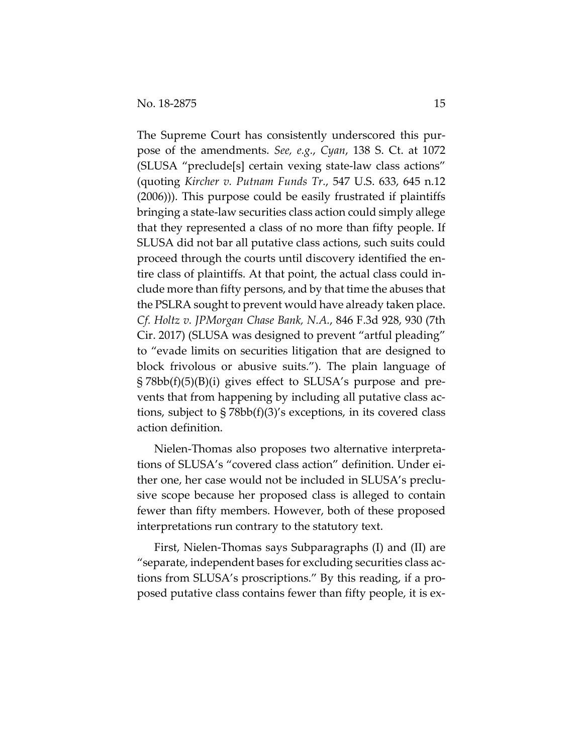The Supreme Court has consistently underscored this purpose of the amendments. *See, e.g.*, *Cyan*, 138 S. Ct. at 1072 (SLUSA "preclude[s] certain vexing state-law class actions" (quoting *Kircher v. Putnam Funds Tr.*, 547 U.S. 633, 645 n.12 (2006))). This purpose could be easily frustrated if plaintiffs bringing a state-law securities class action could simply allege that they represented a class of no more than fifty people. If SLUSA did not bar all putative class actions, such suits could proceed through the courts until discovery identified the entire class of plaintiffs. At that point, the actual class could include more than fifty persons, and by that time the abuses that the PSLRA sought to prevent would have already taken place. *Cf. Holtz v. JPMorgan Chase Bank, N.A.*, 846 F.3d 928, 930 (7th Cir. 2017) (SLUSA was designed to prevent "artful pleading" to "evade limits on securities litigation that are designed to block frivolous or abusive suits."). The plain language of § 78bb(f)(5)(B)(i) gives effect to SLUSA's purpose and prevents that from happening by including all putative class actions, subject to § 78bb(f)(3)'s exceptions, in its covered class action definition.

Nielen-Thomas also proposes two alternative interpretations of SLUSA's "covered class action" definition. Under either one, her case would not be included in SLUSA's preclusive scope because her proposed class is alleged to contain fewer than fifty members. However, both of these proposed interpretations run contrary to the statutory text.

First, Nielen-Thomas says Subparagraphs (I) and (II) are "separate, independent bases for excluding securities class actions from SLUSA's proscriptions." By this reading, if a proposed putative class contains fewer than fifty people, it is ex-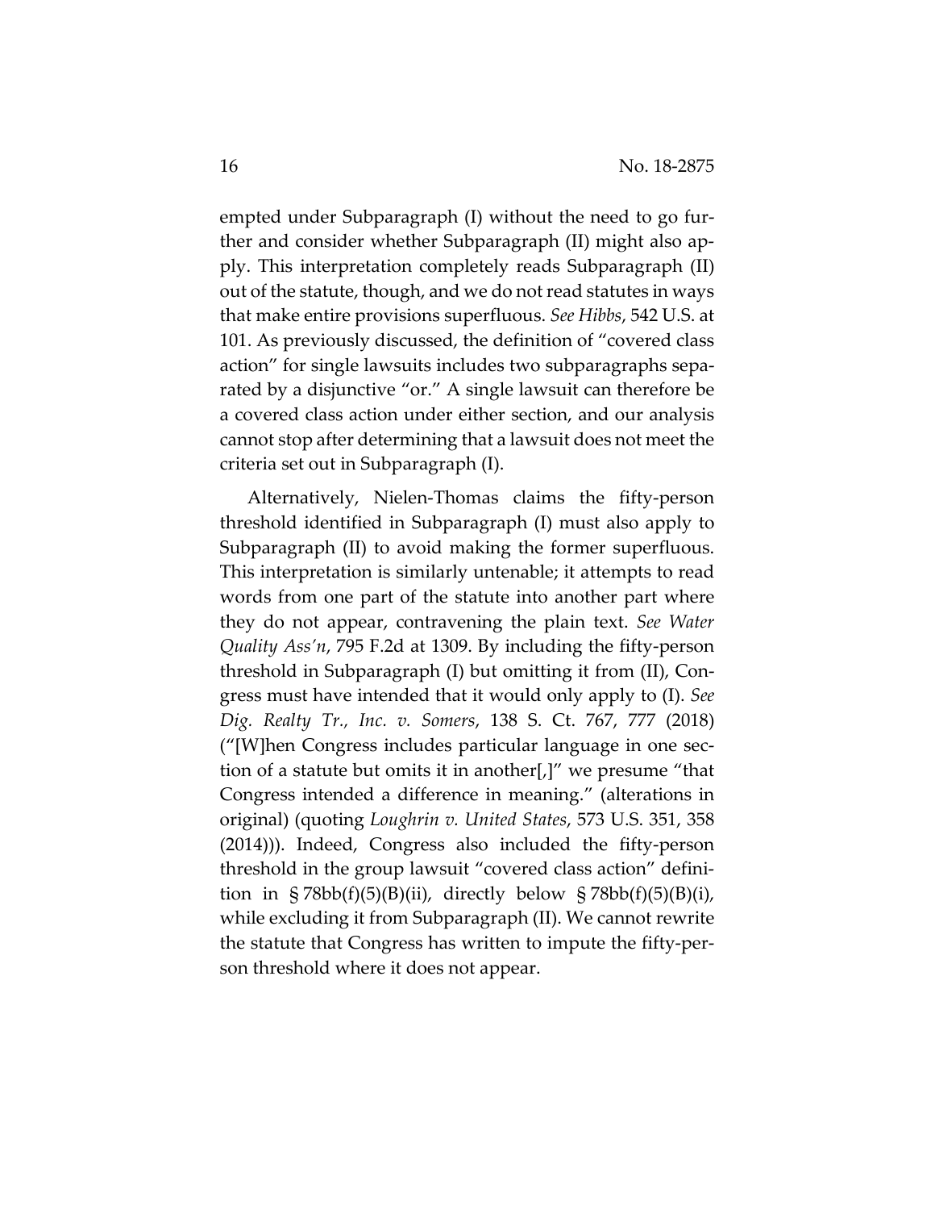empted under Subparagraph (I) without the need to go further and consider whether Subparagraph (II) might also apply. This interpretation completely reads Subparagraph (II) out of the statute, though, and we do not read statutes in ways that make entire provisions superfluous. *See Hibbs*, 542 U.S. at 101. As previously discussed, the definition of "covered class action" for single lawsuits includes two subparagraphs separated by a disjunctive "or." A single lawsuit can therefore be a covered class action under either section, and our analysis cannot stop after determining that a lawsuit does not meet the criteria set out in Subparagraph (I).

Alternatively, Nielen-Thomas claims the fifty-person threshold identified in Subparagraph (I) must also apply to Subparagraph (II) to avoid making the former superfluous. This interpretation is similarly untenable; it attempts to read words from one part of the statute into another part where they do not appear, contravening the plain text. *See Water Quality Ass'n*, 795 F.2d at 1309. By including the fifty-person threshold in Subparagraph (I) but omitting it from (II), Congress must have intended that it would only apply to (I). *See Dig. Realty Tr., Inc. v. Somers*, 138 S. Ct. 767, 777 (2018) ("[W]hen Congress includes particular language in one section of a statute but omits it in another[,]" we presume "that Congress intended a difference in meaning." (alterations in original) (quoting *Loughrin v. United States*, 573 U.S. 351, 358 (2014))). Indeed, Congress also included the fifty-person threshold in the group lawsuit "covered class action" definition in § 78bb(f)(5)(B)(ii), directly below § 78bb(f)(5)(B)(i), while excluding it from Subparagraph (II). We cannot rewrite the statute that Congress has written to impute the fifty-person threshold where it does not appear.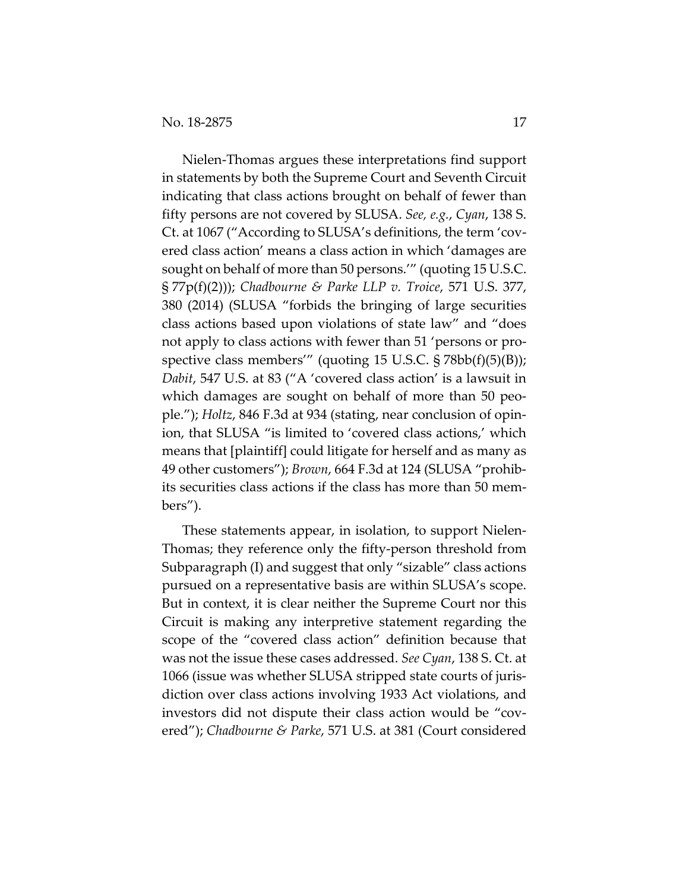Nielen-Thomas argues these interpretations find support in statements by both the Supreme Court and Seventh Circuit indicating that class actions brought on behalf of fewer than fifty persons are not covered by SLUSA. *See, e.g.*, *Cyan*, 138 S. Ct. at 1067 ("According to SLUSA's definitions, the term 'covered class action' means a class action in which 'damages are sought on behalf of more than 50 persons.'" (quoting 15 U.S.C. § 77p(f)(2))); *Chadbourne & Parke LLP v. Troice*, 571 U.S. 377, 380 (2014) (SLUSA "forbids the bringing of large securities class actions based upon violations of state law" and "does not apply to class actions with fewer than 51 'persons or prospective class members'" (quoting 15 U.S.C. § 78bb(f)(5)(B)); *Dabit*, 547 U.S. at 83 ("A 'covered class action' is a lawsuit in which damages are sought on behalf of more than 50 people."); *Holtz*, 846 F.3d at 934 (stating, near conclusion of opinion, that SLUSA "is limited to 'covered class actions,' which means that [plaintiff] could litigate for herself and as many as 49 other customers"); *Brown*, 664 F.3d at 124 (SLUSA "prohibits securities class actions if the class has more than 50 members").

These statements appear, in isolation, to support Nielen-Thomas; they reference only the fifty-person threshold from Subparagraph (I) and suggest that only "sizable" class actions pursued on a representative basis are within SLUSA's scope. But in context, it is clear neither the Supreme Court nor this Circuit is making any interpretive statement regarding the scope of the "covered class action" definition because that was not the issue these cases addressed. *See Cyan*, 138 S. Ct. at 1066 (issue was whether SLUSA stripped state courts of jurisdiction over class actions involving 1933 Act violations, and investors did not dispute their class action would be "covered"); *Chadbourne & Parke*, 571 U.S. at 381 (Court considered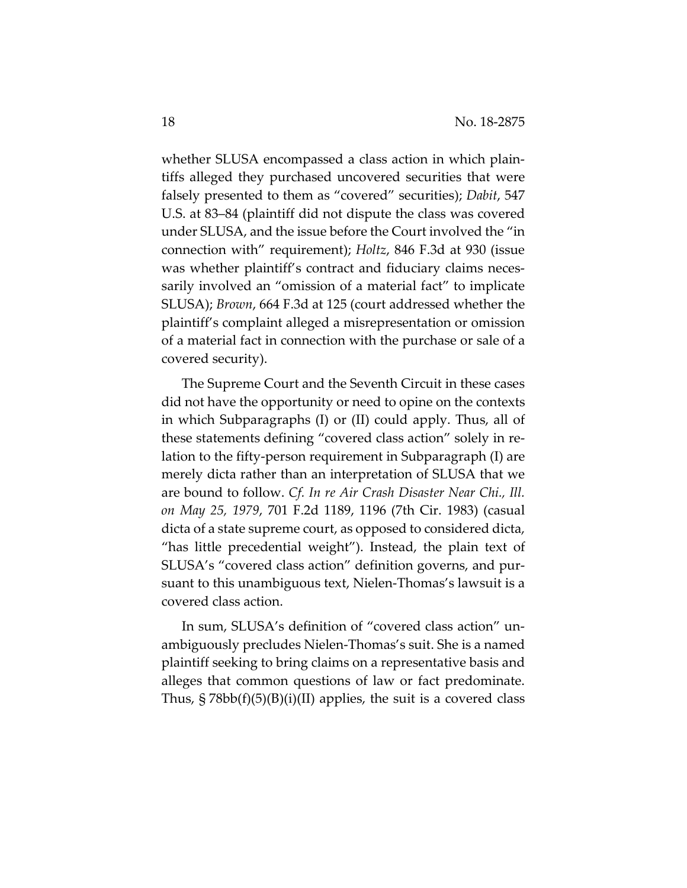whether SLUSA encompassed a class action in which plaintiffs alleged they purchased uncovered securities that were falsely presented to them as "covered" securities); *Dabit*, 547 U.S. at 83–84 (plaintiff did not dispute the class was covered under SLUSA, and the issue before the Court involved the "in connection with" requirement); *Holtz*, 846 F.3d at 930 (issue was whether plaintiff's contract and fiduciary claims necessarily involved an "omission of a material fact" to implicate SLUSA); *Brown*, 664 F.3d at 125 (court addressed whether the plaintiff's complaint alleged a misrepresentation or omission of a material fact in connection with the purchase or sale of a covered security).

The Supreme Court and the Seventh Circuit in these cases did not have the opportunity or need to opine on the contexts in which Subparagraphs (I) or (II) could apply. Thus, all of these statements defining "covered class action" solely in relation to the fifty-person requirement in Subparagraph (I) are merely dicta rather than an interpretation of SLUSA that we are bound to follow. *Cf. In re Air Crash Disaster Near Chi., Ill. on May 25, 1979*, 701 F.2d 1189, 1196 (7th Cir. 1983) (casual dicta of a state supreme court, as opposed to considered dicta, "has little precedential weight"). Instead, the plain text of SLUSA's "covered class action" definition governs, and pursuant to this unambiguous text, Nielen-Thomas's lawsuit is a covered class action.

In sum, SLUSA's definition of "covered class action" unambiguously precludes Nielen-Thomas's suit. She is a named plaintiff seeking to bring claims on a representative basis and alleges that common questions of law or fact predominate. Thus, § 78bb(f)(5)(B)(i)(II) applies, the suit is a covered class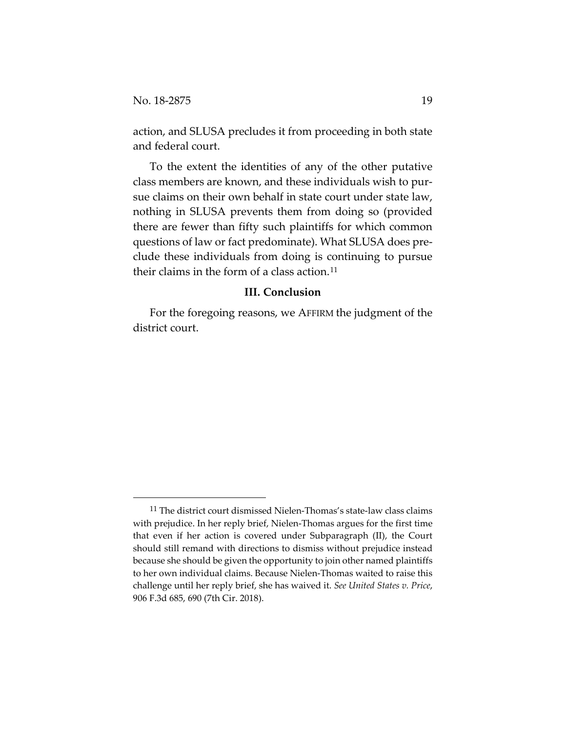action, and SLUSA precludes it from proceeding in both state and federal court.

To the extent the identities of any of the other putative class members are known, and these individuals wish to pursue claims on their own behalf in state court under state law, nothing in SLUSA prevents them from doing so (provided there are fewer than fifty such plaintiffs for which common questions of law or fact predominate). What SLUSA does preclude these individuals from doing is continuing to pursue their claims in the form of a class action.[11]

## III. Conclusion

For the foregoing reasons, we AFFIRM the judgment of the district court.

---

[11] The district court dismissed Nielen-Thomas's state-law class claims with prejudice. In her reply brief, Nielen-Thomas argues for the first time that even if her action is covered under Subparagraph (II), the Court should still remand with directions to dismiss without prejudice instead because she should be given the opportunity to join other named plaintiffs to her own individual claims. Because Nielen-Thomas waited to raise this challenge until her reply brief, she has waived it. *See United States v. Price*, 906 F.3d 685, 690 (7th Cir. 2018).